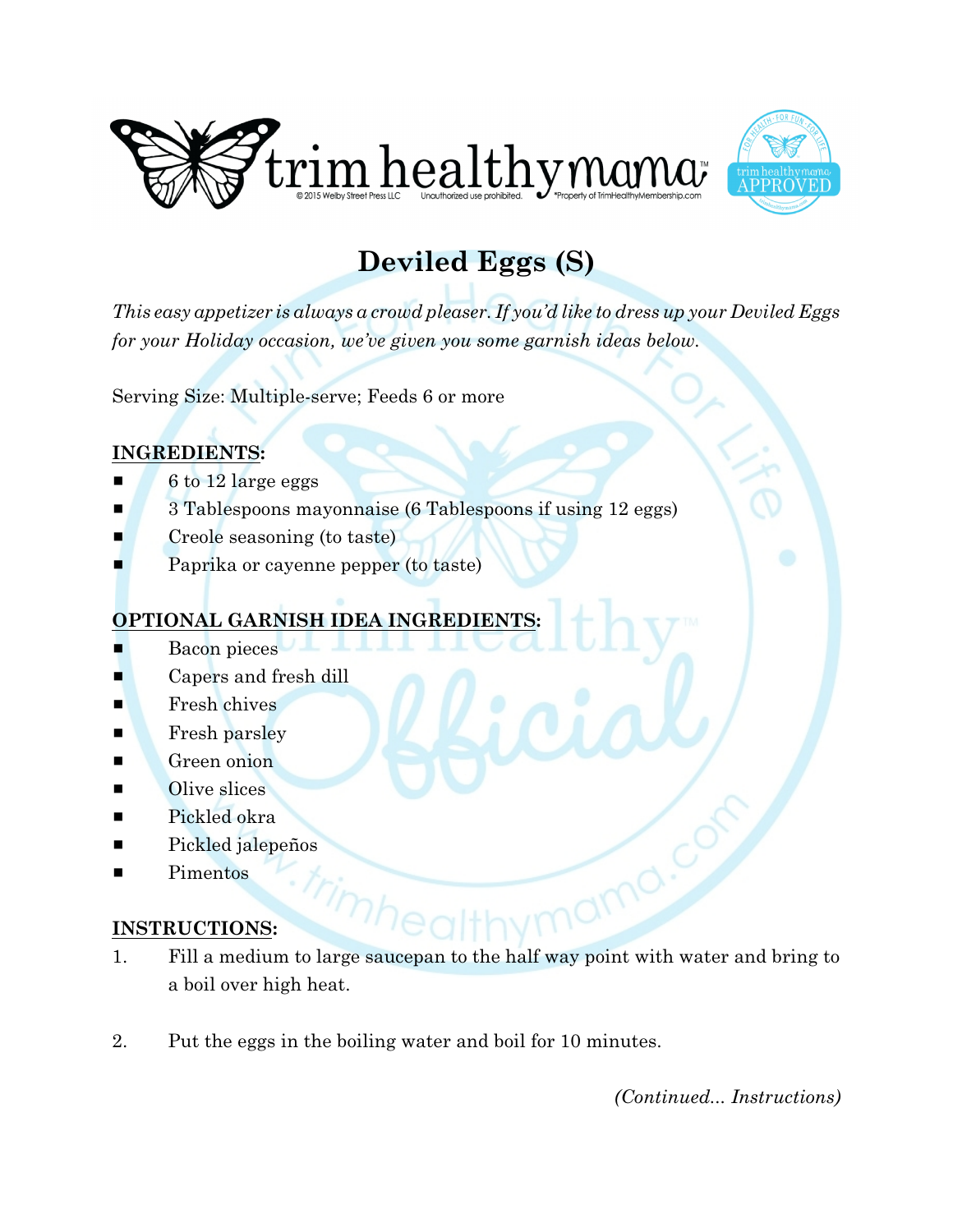# Deviled Eggs (S)

*This easy appetizer is always a crowd pleaser. If you'd like to dress up your Deviled Eggs for your Holiday occasion, we've given you some garnish ideas below.*

Serving Size: Multiple-serve; Feeds 6 or more

**INGREDIENTS:**

- 6 to 12 large eggs
- 3 Tablespoons mayonnaise (6 Tablespoons if using 12 eggs)
- Creole seasoning (to taste)
- Paprika or cayenne pepper (to taste)

**OPTIONAL GARNISH IDEA INGREDIENTS:**

- Bacon pieces
- Capers and fresh dill
- Fresh chives
- Fresh parsley
- Green onion
- Olive slices
- Pickled okra
- Pickled jalepeños
- Pimentos

**INSTRUCTIONS:**

1. Fill a medium to large saucepan to the half way point with water and bring to a boil over high heat.

2. Put the eggs in the boiling water and boil for 10 minutes.

*(Continued... Instructions)*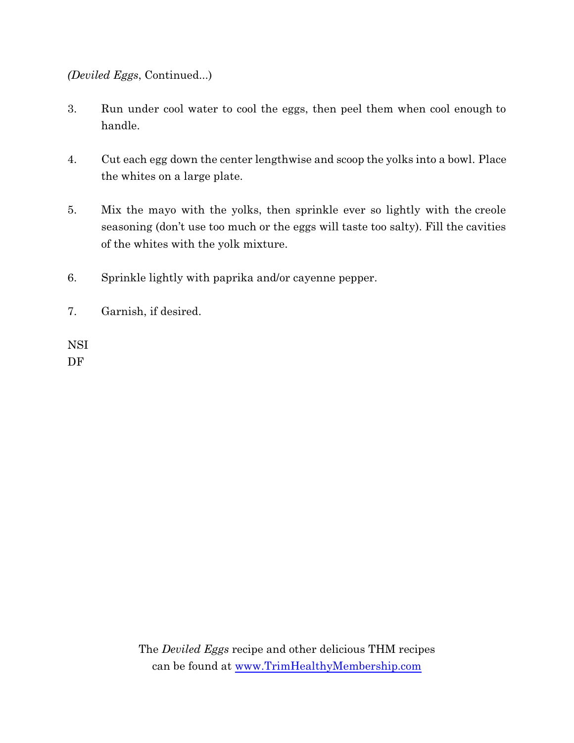*(Deviled Eggs*, Continued...)

3. Run under cool water to cool the eggs, then peel them when cool enough to handle.

4. Cut each egg down the center lengthwise and scoop the yolks into a bowl. Place the whites on a large plate.

5. Mix the mayo with the yolks, then sprinkle ever so lightly with the creole seasoning (don't use too much or the eggs will taste too salty). Fill the cavities of the whites with the yolk mixture.

6. Sprinkle lightly with paprika and/or cayenne pepper.

7. Garnish, if desired.

NSI
DF

The *Deviled Eggs* recipe and other delicious THM recipes can be found at www.TrimHealthyMembership.com